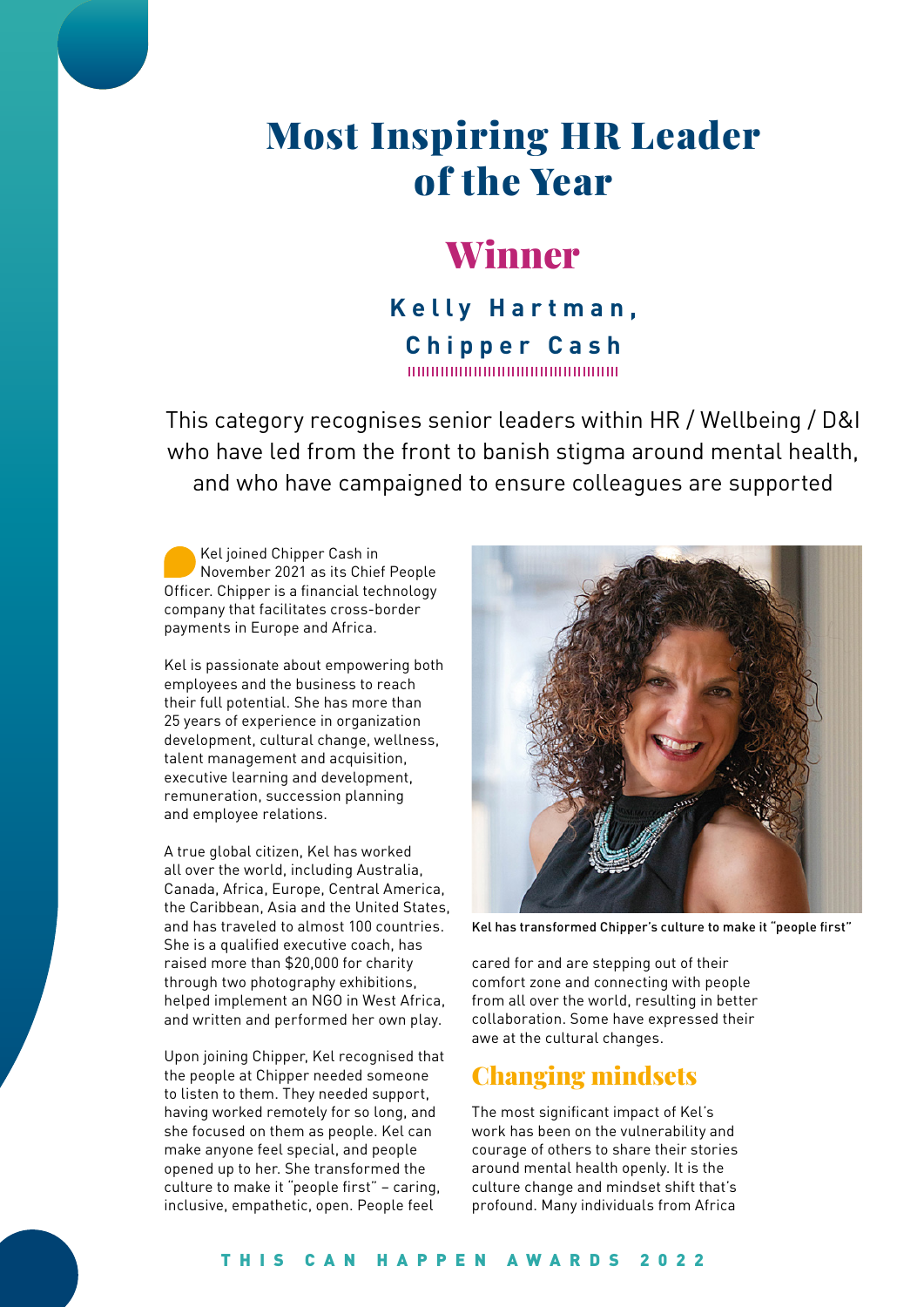# Most Inspiring HR Leader of the Year

## Winner

### Kelly Hartman, Chipper Cash

This category recognises senior leaders within HR / Wellbeing / D&I who have led from the front to banish stigma around mental health, and who have campaigned to ensure colleagues are supported

Kel joined Chipper Cash in November 2021 as its Chief People Officer. Chipper is a financial technology company that facilitates cross-border payments in Europe and Africa.

Kel is passionate about empowering both employees and the business to reach their full potential. She has more than 25 years of experience in organization development, cultural change, wellness, talent management and acquisition, executive learning and development, remuneration, succession planning and employee relations.

A true global citizen, Kel has worked all over the world, including Australia, Canada, Africa, Europe, Central America, the Caribbean, Asia and the United States, and has traveled to almost 100 countries. She is a qualified executive coach, has raised more than $20,000 for charity through two photography exhibitions, helped implement an NGO in West Africa, and written and performed her own play.

Upon joining Chipper, Kel recognised that the people at Chipper needed someone to listen to them. They needed support, having worked remotely for so long, and she focused on them as people. Kel can make anyone feel special, and people opened up to her. She transformed the culture to make it "people first" – caring, inclusive, empathetic, open. People feel cared for and are stepping out of their comfort zone and connecting with people from all over the world, resulting in better collaboration. Some have expressed their awe at the cultural changes.

Kel has transformed Chipper's culture to make it "people first"

## Changing mindsets

The most significant impact of Kel's work has been on the vulnerability and courage of others to share their stories around mental health openly. It is the culture change and mindset shift that's profound. Many individuals from Africa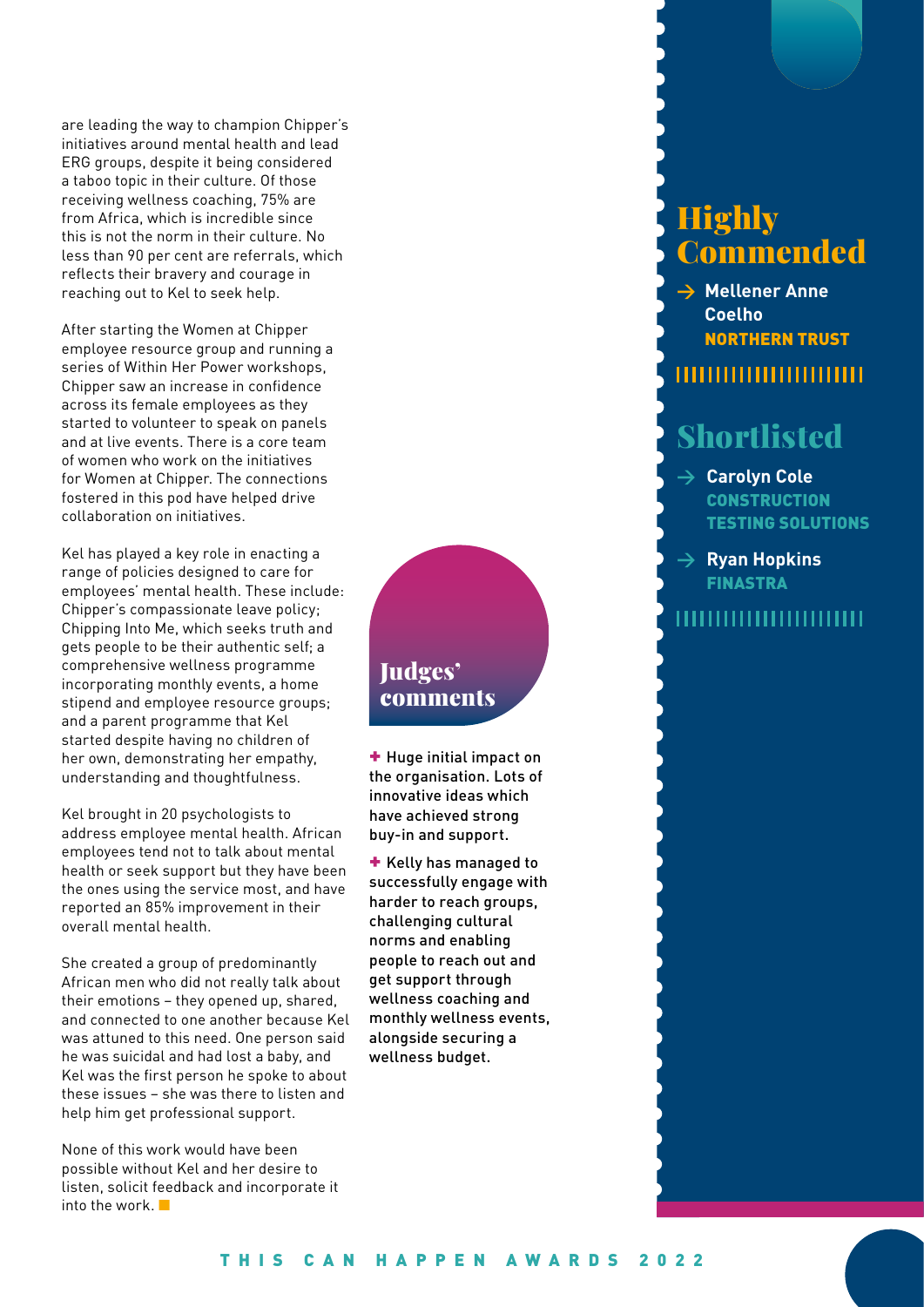are leading the way to champion Chipper's initiatives around mental health and lead ERG groups, despite it being considered a taboo topic in their culture. Of those receiving wellness coaching, 75% are from Africa, which is incredible since this is not the norm in their culture. No less than 90 per cent are referrals, which reflects their bravery and courage in reaching out to Kel to seek help.

After starting the Women at Chipper employee resource group and running a series of Within Her Power workshops, Chipper saw an increase in confidence across its female employees as they started to volunteer to speak on panels and at live events. There is a core team of women who work on the initiatives for Women at Chipper. The connections fostered in this pod have helped drive collaboration on initiatives.

Kel has played a key role in enacting a range of policies designed to care for employees' mental health. These include: Chipper's compassionate leave policy; Chipping Into Me, which seeks truth and gets people to be their authentic self; a comprehensive wellness programme incorporating monthly events, a home stipend and employee resource groups; and a parent programme that Kel started despite having no children of her own, demonstrating her empathy, understanding and thoughtfulness.

Kel brought in 20 psychologists to address employee mental health. African employees tend not to talk about mental health or seek support but they have been the ones using the service most, and have reported an 85% improvement in their overall mental health.

She created a group of predominantly African men who did not really talk about their emotions – they opened up, shared, and connected to one another because Kel was attuned to this need. One person said he was suicidal and had lost a baby, and Kel was the first person he spoke to about these issues – she was there to listen and help him get professional support.

None of this work would have been possible without Kel and her desire to listen, solicit feedback and incorporate it into the work.

## Judges' comments

+ Huge initial impact on the organisation. Lots of innovative ideas which have achieved strong buy-in and support.

+ Kelly has managed to successfully engage with harder to reach groups, challenging cultural norms and enabling people to reach out and get support through wellness coaching and monthly wellness events, alongside securing a wellness budget.

## Highly Commended

→ **Mellener Anne Coelho**
**NORTHERN TRUST**

## Shortlisted

→ **Carolyn Cole**
**CONSTRUCTION TESTING SOLUTIONS**

→ **Ryan Hopkins**
**FINASTRA**